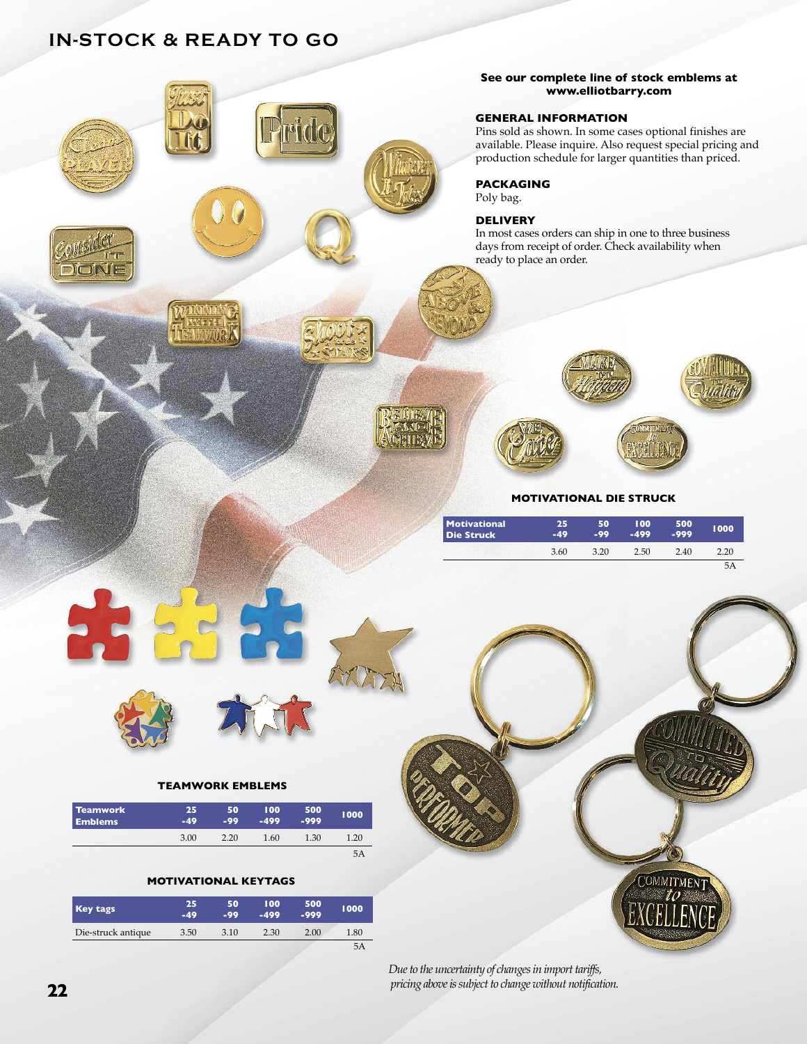# IN-STOCK & READY TO GO

**See our complete line of stock emblems at www.elliotbarry.com**

## GENERAL INFORMATION

Pins sold as shown. In some cases optional finishes are available. Please inquire. Also request special pricing and production schedule for larger quantities than priced.

## PACKAGING

Poly bag.

## DELIVERY

In most cases orders can ship in one to three business days from receipt of order. Check availability when ready to place an order.

### MOTIVATIONAL DIE STRUCK

| Motivational Die Struck | 25-49 | 50-99 | 100-499 | 500-999 | 1000 |
|---|---|---|---|---|---|
| | 3.60 | 3.20 | 2.50 | 2.40 | 2.20 |
| | | | | | 5A |

### TEAMWORK EMBLEMS

| Teamwork Emblems | 25-49 | 50-99 | 100-499 | 500-999 | 1000 |
|---|---|---|---|---|---|
| | 3.00 | 2.20 | 1.60 | 1.30 | 1.20 |
| | | | | | 5A |

### MOTIVATIONAL KEYTAGS

| Key tags | 25-49 | 50-99 | 100-499 | 500-999 | 1000 |
|---|---|---|---|---|---|
| Die-struck antique | 3.50 | 3.10 | 2.30 | 2.00 | 1.80 |
| | | | | | 5A |

*Due to the uncertainty of changes in import tariffs, pricing above is subject to change without notification.*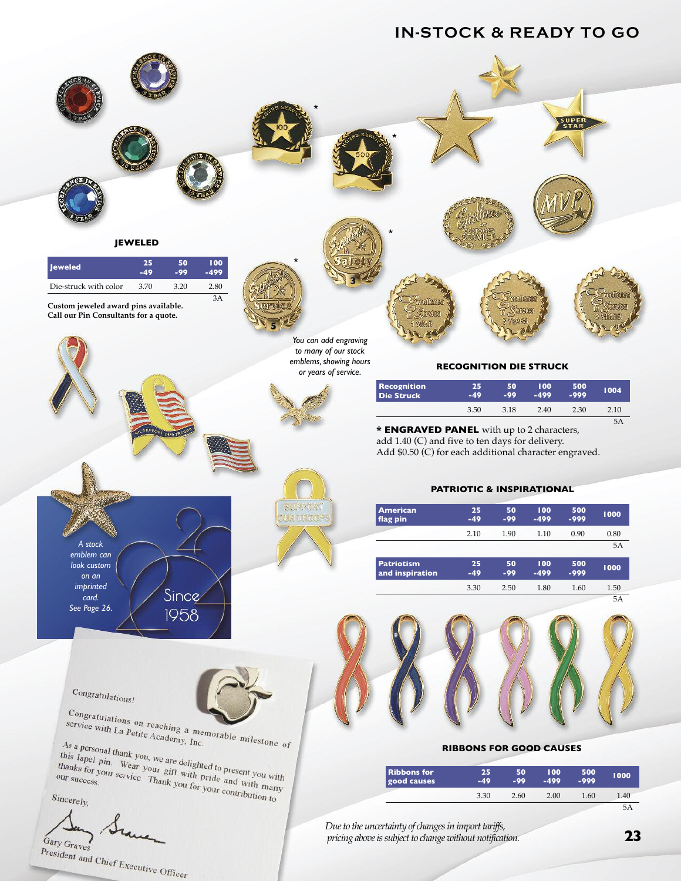# IN-STOCK & READY TO GO

### JEWELED

| Jeweled | 25 -49 | 50 -99 | 100 -499 |
|---|---|---|---|
| Die-struck with color | 3.70 | 3.20 | 2.80 |
| | | | 3A |

**Custom jeweled award pins available. Call our Pin Consultants for a quote.**

*You can add engraving to many of our stock emblems, showing hours or years of service.*

### RECOGNITION DIE STRUCK

| Recognition Die Struck | 25 -49 | 50 -99 | 100 -499 | 500 -999 | 1004 |
|---|---|---|---|---|---|
| | 3.50 | 3.18 | 2.40 | 2.30 | 2.10 |
| | | | | | 5A |

*** ENGRAVED PANEL** with up to 2 characters, add 1.40 (C) and five to ten days for delivery. Add $0.50 (C) for each additional character engraved.

### PATRIOTIC & INSPIRATIONAL

| American flag pin | 25 -49 | 50 -99 | 100 -499 | 500 -999 | 1000 |
|---|---|---|---|---|---|
| | 2.10 | 1.90 | 1.10 | 0.90 | 0.80 |
| | | | | | 5A |

| Patriotism and inspiration | 25 -49 | 50 -99 | 100 -499 | 500 -999 | 1000 |
|---|---|---|---|---|---|
| | 3.30 | 2.50 | 1.80 | 1.60 | 1.50 |
| | | | | | 5A |

*A stock emblem can look custom on an imprinted card. See Page 26.*

Since 1958

Congratulations!

Congratulations on reaching a memorable milestone of service with La Petite Academy, Inc.

As a personal thank you, we are delighted to present you with this lapel pin. Wear your gift with pride and with many thanks for your service. Thank you for your contribution to our success.

Sincerely,

Gary Graves
President and Chief Executive Officer

### RIBBONS FOR GOOD CAUSES

| Ribbons for good causes | 25 -49 | 50 -99 | 100 -499 | 500 -999 | 1000 |
|---|---|---|---|---|---|
| | 3.30 | 2.60 | 2.00 | 1.60 | 1.40 |
| | | | | | 5A |

*Due to the uncertainty of changes in import tariffs, pricing above is subject to change without notification.*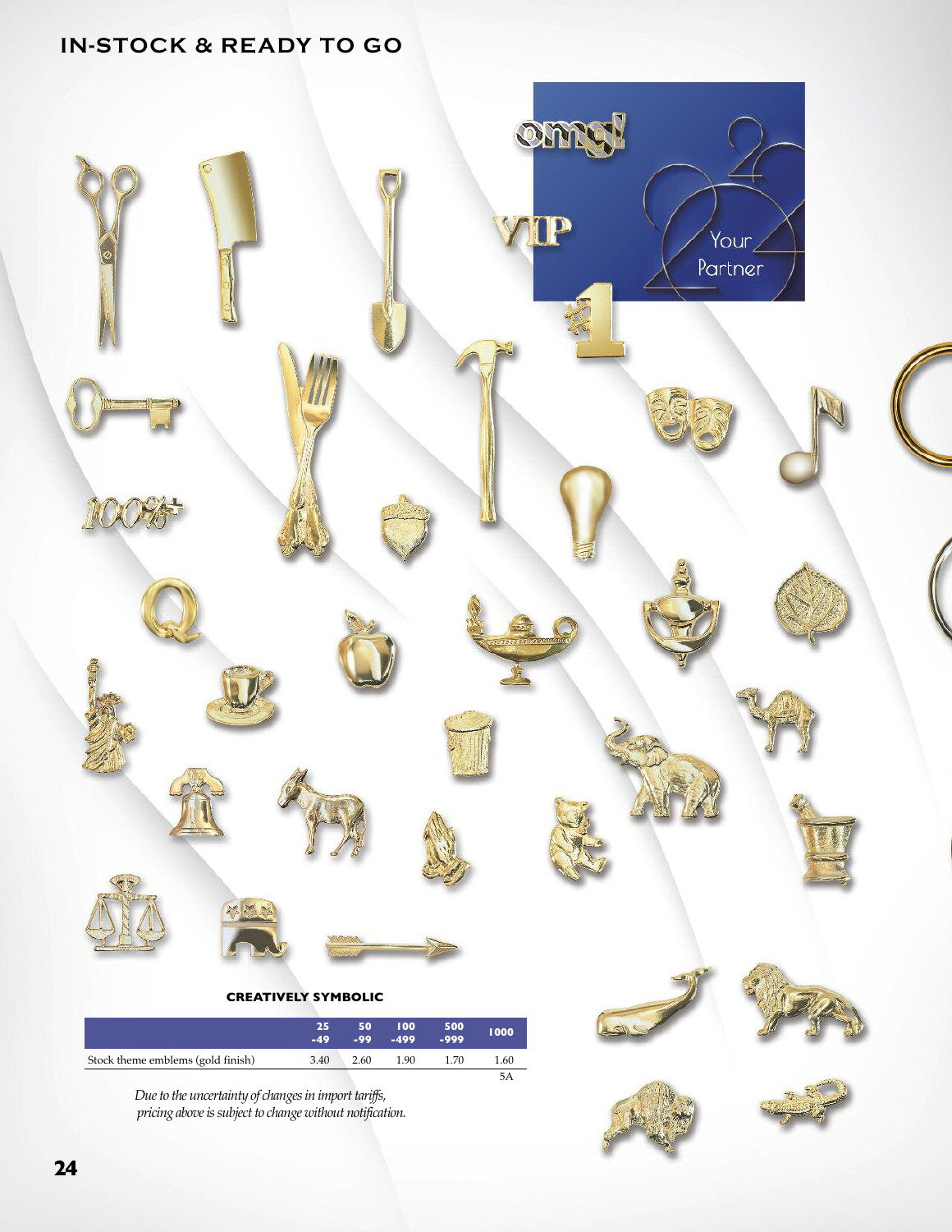## IN-STOCK & READY TO GO

### CREATIVELY SYMBOLIC

| | 25 -49 | 50 -99 | 100 -499 | 500 -999 | 1000 |
|---|---|---|---|---|---|
| Stock theme emblems (gold finish) | 3.40 | 2.60 | 1.90 | 1.70 | 1.60 |
| | | | | | 5A |

*Due to the uncertainty of changes in import tariffs, pricing above is subject to change without notification.*